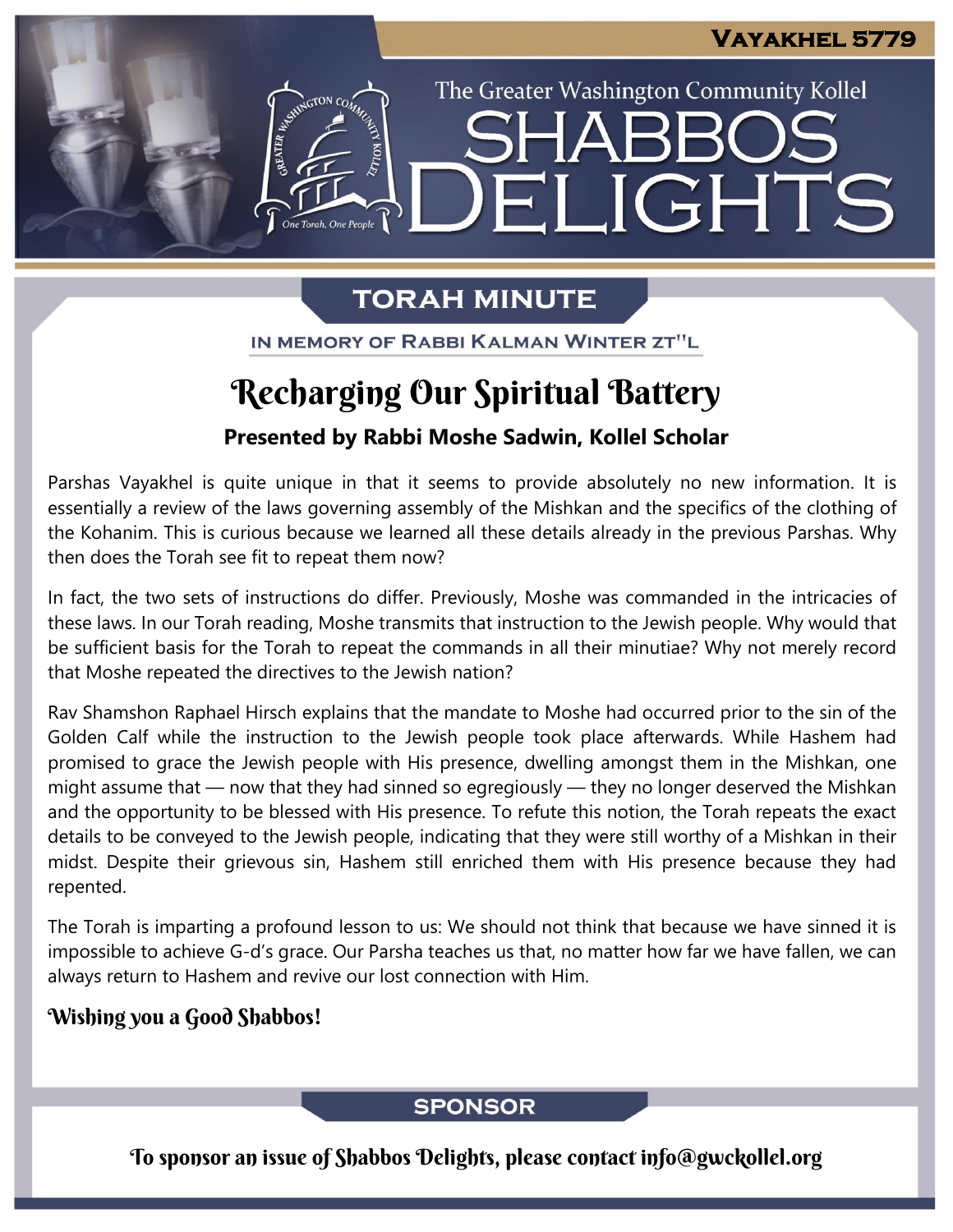Vayakhel 5779

The Greater Washington Community Kollel

# Shabbos Delights

## Torah Minute

In memory of Rabbi Kalman Winter zt"l

# Recharging Our Spiritual Battery

**Presented by Rabbi Moshe Sadwin, Kollel Scholar**

Parshas Vayakhel is quite unique in that it seems to provide absolutely no new information. It is essentially a review of the laws governing assembly of the Mishkan and the specifics of the clothing of the Kohanim. This is curious because we learned all these details already in the previous Parshas. Why then does the Torah see fit to repeat them now?

In fact, the two sets of instructions do differ. Previously, Moshe was commanded in the intricacies of these laws. In our Torah reading, Moshe transmits that instruction to the Jewish people. Why would that be sufficient basis for the Torah to repeat the commands in all their minutiae? Why not merely record that Moshe repeated the directives to the Jewish nation?

Rav Shamshon Raphael Hirsch explains that the mandate to Moshe had occurred prior to the sin of the Golden Calf while the instruction to the Jewish people took place afterwards. While Hashem had promised to grace the Jewish people with His presence, dwelling amongst them in the Mishkan, one might assume that — now that they had sinned so egregiously — they no longer deserved the Mishkan and the opportunity to be blessed with His presence. To refute this notion, the Torah repeats the exact details to be conveyed to the Jewish people, indicating that they were still worthy of a Mishkan in their midst. Despite their grievous sin, Hashem still enriched them with His presence because they had repented.

The Torah is imparting a profound lesson to us: We should not think that because we have sinned it is impossible to achieve G-d's grace. Our Parsha teaches us that, no matter how far we have fallen, we can always return to Hashem and revive our lost connection with Him.

**Wishing you a Good Shabbos!**

## Sponsor

To sponsor an issue of Shabbos Delights, please contact info@gwckollel.org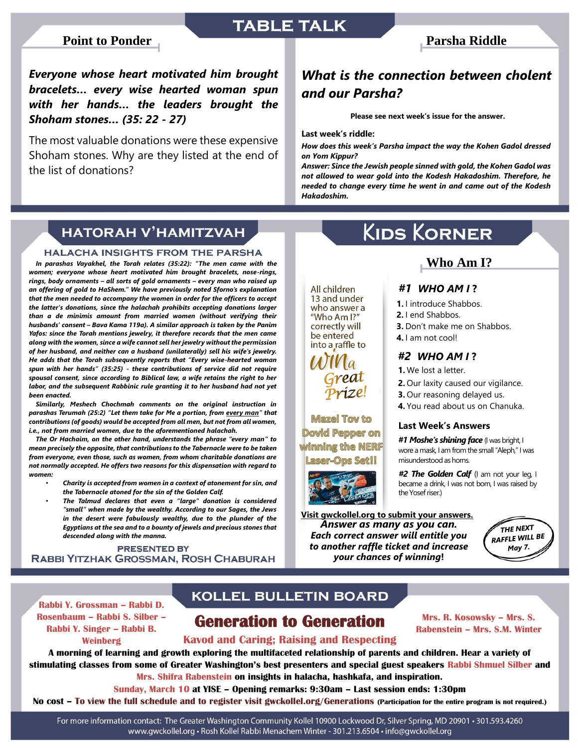# TABLE TALK

## Point to Ponder

***Everyone whose heart motivated him brought bracelets... every wise hearted woman spun with her hands... the leaders brought the Shoham stones... (35: 22 - 27)***

The most valuable donations were these expensive Shoham stones. Why are they listed at the end of the list of donations?

## Parsha Riddle

***What is the connection between cholent and our Parsha?***

**Please see next week's issue for the answer.**

**Last week's riddle:**

***How does this week's Parsha impact the way the Kohen Gadol dressed on Yom Kippur?***

***Answer: Since the Jewish people sinned with gold, the Kohen Gadol was not allowed to wear gold into the Kodesh Hakadoshim. Therefore, he needed to change every time he went in and came out of the Kodesh Hakadoshim.***

# HATORAH V'HAMITZVAH

## HALACHA INSIGHTS FROM THE PARSHA

***In parashas Vayakhel, the Torah relates (35:22): "The men came with the women; everyone whose heart motivated him brought bracelets, nose-rings, rings, body ornaments – all sorts of gold ornaments – every man who raised up an offering of gold to HaShem." We have previously noted Sforno's explanation that the men needed to accompany the women in order for the officers to accept the latter's donations, since the halachah prohibits accepting donations larger than a de minimis amount from married women (without verifying their husbands' consent – Bava Kama 119a). A similar approach is taken by the Panim Yafos: since the Torah mentions jewelry, it therefore records that the men came along with the women, since a wife cannot sell her jewelry without the permission of her husband, and neither can a husband (unilaterally) sell his wife's jewelry. He adds that the Torah subsequently reports that "Every wise-hearted woman spun with her hands" (35:25) - these contributions of service did not require spousal consent, since according to Biblical law, a wife retains the right to her labor, and the subsequent Rabbinic rule granting it to her husband had not yet been enacted.***

***Similarly, Meshech Chochmah comments on the original instruction in parashas Terumah (25:2) "Let them take for Me a portion, from <u>every man</u>" that contributions (of goods) would be accepted from all men, but not from all women, i.e., not from married women, due to the aforementioned halachah.***

***The Or Hachaim, on the other hand, understands the phrase "every man" to mean precisely the opposite, that contributions to the Tabernacle were to be taken from everyone, even those, such as women, from whom charitable donations are not normally accepted. He offers two reasons for this dispensation with regard to women:***

- ***Charity is accepted from women in a context of atonement for sin, and the Tabernacle atoned for the sin of the Golden Calf.***
- ***The Talmud declares that even a "large" donation is considered "small" when made by the wealthy. According to our Sages, the Jews in the desert were fabulously wealthy, due to the plunder of the Egyptians at the sea and to a bounty of jewels and precious stones that descended along with the manna.***

PRESENTED BY
RABBI YITZHAK GROSSMAN, ROSH CHABURAH

# KIDS KORNER

## Who Am I?

All children 13 and under who answer a "Who Am I?" correctly will be entered into a raffle to Win a Great Prize!

Mazel Tov to Dovid Pepper on winning the NERF Laser-Ops Set!!

### #1 WHO AM I ?

1. I introduce Shabbos.
2. I end Shabbos.
3. Don't make me on Shabbos.
4. I am not cool!

### #2 WHO AM I ?

1. We lost a letter.
2. Our laxity caused our vigilance.
3. Our reasoning delayed us.
4. You read about us on Chanuka.

### Last Week's Answers

***#1 Moshe's shining face*** (I was bright, I wore a mask, I am from the small "Aleph," I was misunderstood as horns.

***#2 The Golden Calf*** (I am not your leg, I became a drink, I was not born, I was raised by the Yosef riser.)

<u>Visit gwckollel.org to submit your answers.</u>
***Answer as many as you can. Each correct answer will entitle you to another raffle ticket and increase your chances of winning!***

*THE NEXT RAFFLE WILL BE May 7.*

# KOLLEL BULLETIN BOARD

**Rabbi Y. Grossman – Rabbi D. Rosenbaum – Rabbi S. Silber – Rabbi Y. Singer – Rabbi B. Weinberg**

## Generation to Generation

**Kavod and Caring; Raising and Respecting**

**Mrs. R. Kosowsky – Mrs. S. Rabenstein – Mrs. S.M. Winter**

**A morning of learning and growth exploring the multifaceted relationship of parents and children. Hear a variety of stimulating classes from some of Greater Washington's best presenters and special guest speakers Rabbi Shmuel Silber and Mrs. Shifra Rabenstein on insights in halacha, hashkafa, and inspiration.**

**Sunday, March 10 at YISE – Opening remarks: 9:30am – Last session ends: 1:30pm**

**No cost – To view the full schedule and to register visit gwckollel.org/Generations (Participation for the entire program is not required.)**

For more information contact: The Greater Washington Community Kollel 10900 Lockwood Dr, Silver Spring, MD 20901 • 301.593.4260
www.gwckollel.org • Rosh Kollel Rabbi Menachem Winter - 301.213.6504 • info@gwckollel.org